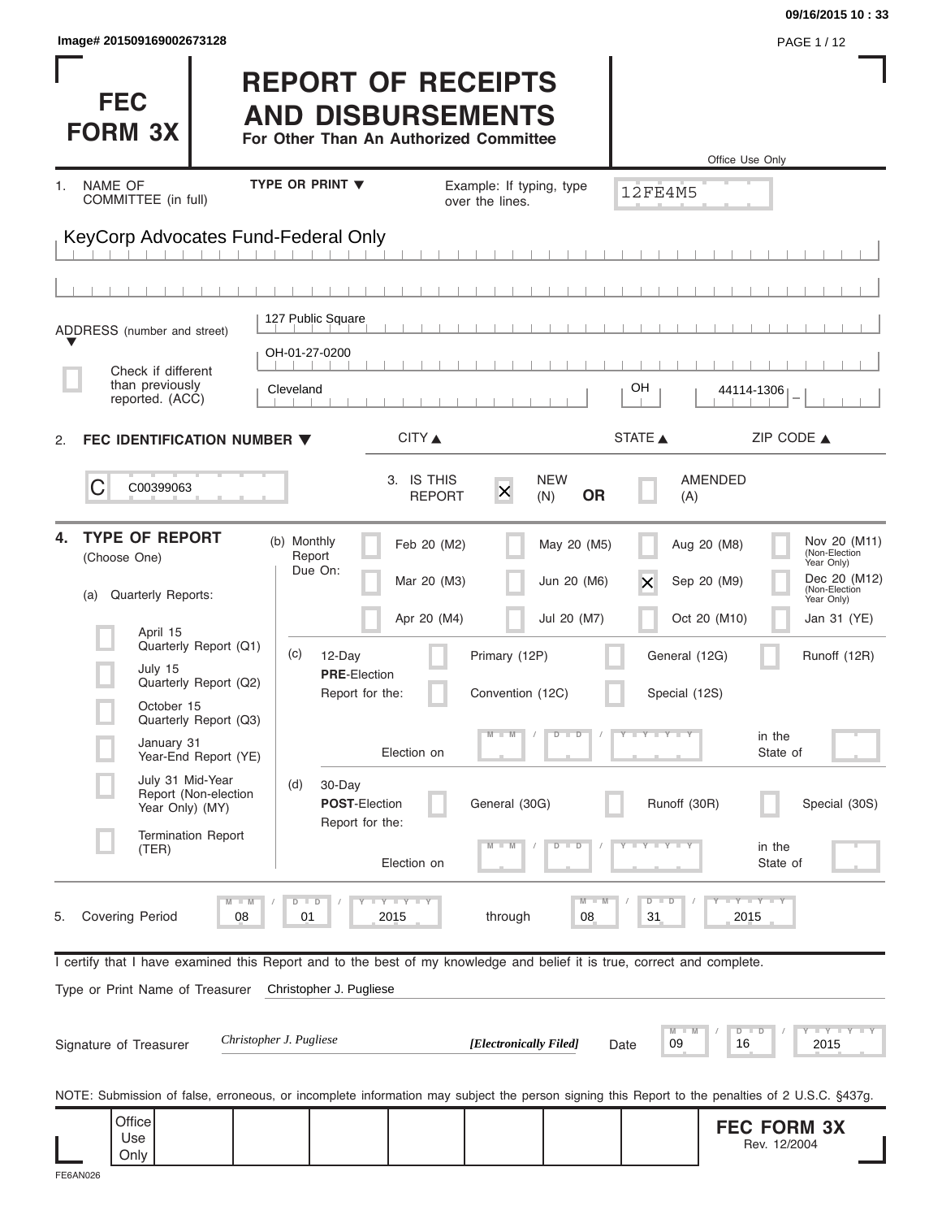Image# 201509169002673128

09/16/2015 10 : 33

# FEC FORM 3X

# REPORT OF RECEIPTS AND DISBURSEMENTS

**For Other Than An Authorized Committee**

Office Use Only

12FE4M5

1. NAME OF COMMITTEE (in full) TYPE OR PRINT ▼ Example: If typing, type over the lines.

KeyCorp Advocates Fund-Federal Only

ADDRESS (number and street)

127 Public Square

OH-01-27-0200

Check if different than previously reported. (ACC)

| CITY ▲ | STATE ▲ | ZIP CODE ▲ |
|---|---|---|
| Cleveland | OH | 44114-1306 |

2. **FEC IDENTIFICATION NUMBER ▼**

C C00399063

3. IS THIS REPORT [X] NEW (N) **OR** [ ] AMENDED (A)

4. **TYPE OF REPORT** (Choose One)

(a) Quarterly Reports:

- [ ] April 15 Quarterly Report (Q1)
- [ ] July 15 Quarterly Report (Q2)
- [ ] October 15 Quarterly Report (Q3)
- [ ] January 31 Year-End Report (YE)
- [ ] July 31 Mid-Year Report (Non-election Year Only) (MY)
- [ ] Termination Report (TER)

(b) Monthly Report Due On:

- [ ] Feb 20 (M2)
- [ ] Mar 20 (M3)
- [ ] Apr 20 (M4)
- [ ] May 20 (M5)
- [ ] Jun 20 (M6)
- [ ] Jul 20 (M7)
- [ ] Aug 20 (M8)
- [X] Sep 20 (M9)
- [ ] Oct 20 (M10)
- [ ] Nov 20 (M11) (Non-Election Year Only)
- [ ] Dec 20 (M12) (Non-Election Year Only)
- [ ] Jan 31 (YE)

(c) 12-Day **PRE**-Election Report for the:

- [ ] Primary (12P)
- [ ] General (12G)
- [ ] Runoff (12R)
- [ ] Convention (12C)
- [ ] Special (12S)

Election on MM / DD / YYYY in the State of

(d) 30-Day **POST**-Election Report for the:

- [ ] General (30G)
- [ ] Runoff (30R)
- [ ] Special (30S)

Election on MM / DD / YYYY in the State of

5. Covering Period 08 / 01 / 2015 through 08 / 31 / 2015

I certify that I have examined this Report and to the best of my knowledge and belief it is true, correct and complete.

Type or Print Name of Treasurer Christopher J. Pugliese

Signature of Treasurer *Christopher J. Pugliese* ***[Electronically Filed]*** Date 09 / 16 / 2015

NOTE: Submission of false, erroneous, or incomplete information may subject the person signing this Report to the penalties of 2 U.S.C. §437g.

Office Use Only

**FEC FORM 3X**
Rev. 12/2004

FE6AN026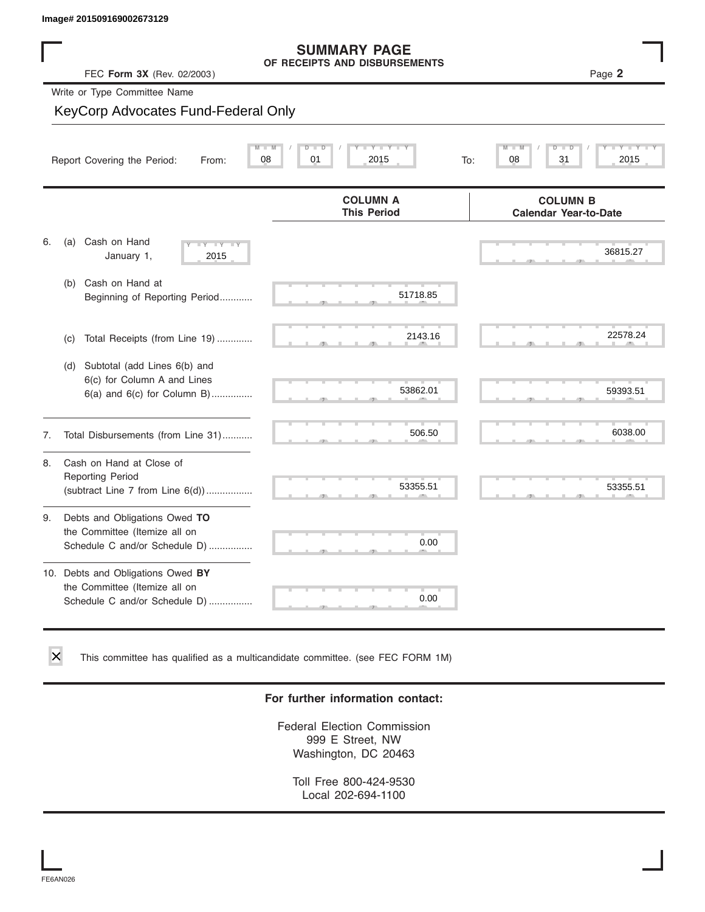Image# 201509169002673129

# SUMMARY PAGE
## OF RECEIPTS AND DISBURSEMENTS

FEC **Form 3X** (Rev. 02/2003) Page **2**

Write or Type Committee Name

KeyCorp Advocates Fund-Federal Only

Report Covering the Period: From: 08 / 01 / 2015 To: 08 / 31 / 2015

| | | COLUMN A This Period | COLUMN B Calendar Year-to-Date |
|---|---|---|---|
| 6. | (a) Cash on Hand January 1, 2015 | | 36815.27 |
| | (b) Cash on Hand at Beginning of Reporting Period............ | 51718.85 | |
| | (c) Total Receipts (from Line 19) ............. | 2143.16 | 22578.24 |
| | (d) Subtotal (add Lines 6(b) and 6(c) for Column A and Lines 6(a) and 6(c) for Column B)............... | 53862.01 | 59393.51 |
| 7. | Total Disbursements (from Line 31)........... | 506.50 | 6038.00 |
| 8. | Cash on Hand at Close of Reporting Period (subtract Line 7 from Line 6(d))................. | 53355.51 | 53355.51 |
| 9. | Debts and Obligations Owed **TO** the Committee (Itemize all on Schedule C and/or Schedule D) ................ | 0.00 | |
| 10. | Debts and Obligations Owed **BY** the Committee (Itemize all on Schedule C and/or Schedule D) ................ | 0.00 | |

☒ This committee has qualified as a multicandidate committee. (see FEC FORM 1M)

**For further information contact:**

Federal Election Commission
999 E Street, NW
Washington, DC 20463

Toll Free 800-424-9530
Local 202-694-1100

FE6AN026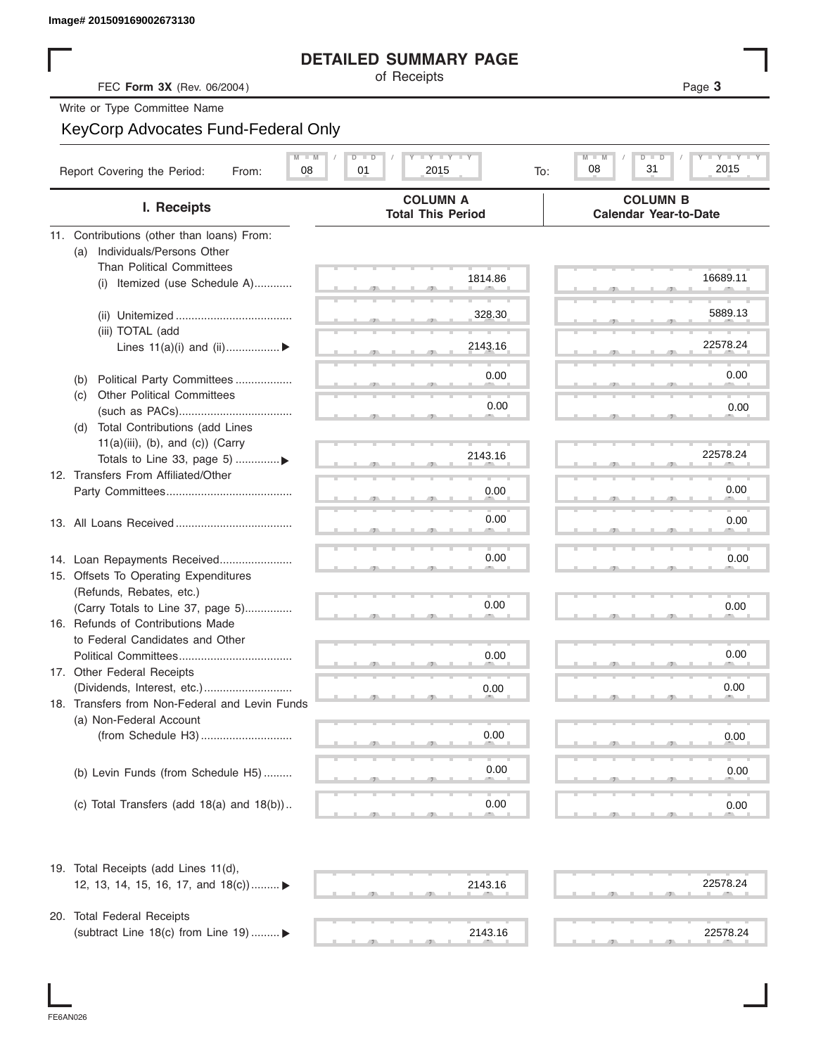Image# 201509169002673130

# DETAILED SUMMARY PAGE

of Receipts

FEC **Form 3X** (Rev. 06/2004)

Write or Type Committee Name

KeyCorp Advocates Fund-Federal Only

Report Covering the Period: From: 08 / 01 / 2015 To: 08 / 31 / 2015

| I. Receipts | COLUMN A Total This Period | COLUMN B Calendar Year-to-Date |
|---|---|---|
| 11. Contributions (other than loans) From: | | |
| (a) Individuals/Persons Other Than Political Committees | | |
| (i) Itemized (use Schedule A) | 1814.86 | 16689.11 |
| (ii) Unitemized | 328.30 | 5889.13 |
| (iii) TOTAL (add Lines 11(a)(i) and (ii) | 2143.16 | 22578.24 |
| (b) Political Party Committees | 0.00 | 0.00 |
| (c) Other Political Committees (such as PACs) | 0.00 | 0.00 |
| (d) Total Contributions (add Lines 11(a)(iii), (b), and (c)) (Carry Totals to Line 33, page 5) | 2143.16 | 22578.24 |
| 12. Transfers From Affiliated/Other Party Committees | 0.00 | 0.00 |
| 13. All Loans Received | 0.00 | 0.00 |
| 14. Loan Repayments Received | 0.00 | 0.00 |
| 15. Offsets To Operating Expenditures (Refunds, Rebates, etc.) (Carry Totals to Line 37, page 5) | 0.00 | 0.00 |
| 16. Refunds of Contributions Made to Federal Candidates and Other Political Committees | 0.00 | 0.00 |
| 17. Other Federal Receipts (Dividends, Interest, etc.) | 0.00 | 0.00 |
| 18. Transfers from Non-Federal and Levin Funds | | |
| (a) Non-Federal Account (from Schedule H3) | 0.00 | 0.00 |
| (b) Levin Funds (from Schedule H5) | 0.00 | 0.00 |
| (c) Total Transfers (add 18(a) and 18(b)) | 0.00 | 0.00 |
| 19. Total Receipts (add Lines 11(d), 12, 13, 14, 15, 16, 17, and 18(c)) | 2143.16 | 22578.24 |
| 20. Total Federal Receipts (subtract Line 18(c) from Line 19) | 2143.16 | 22578.24 |

FE6AN026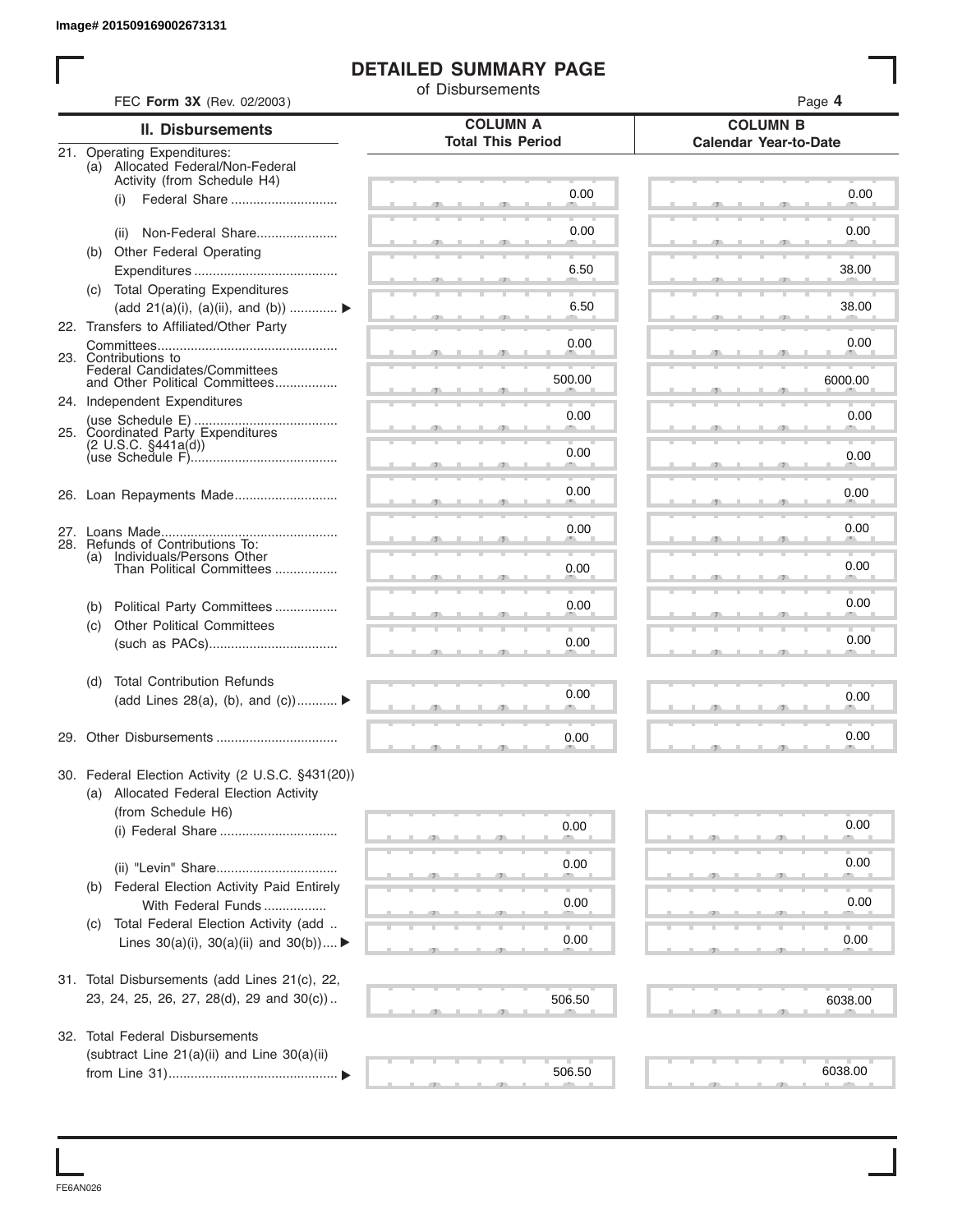Image# 201509169002673131

# DETAILED SUMMARY PAGE

of Disbursements

FEC **Form 3X** (Rev. 02/2003)

Page **4**

| II. Disbursements | COLUMN A Total This Period | COLUMN B Calendar Year-to-Date |
|---|---|---|
| 21. Operating Expenditures: | | |
| (a) Allocated Federal/Non-Federal Activity (from Schedule H4) | | |
| (i) Federal Share | 0.00 | 0.00 |
| (ii) Non-Federal Share | 0.00 | 0.00 |
| (b) Other Federal Operating Expenditures | 6.50 | 38.00 |
| (c) Total Operating Expenditures (add 21(a)(i), (a)(ii), and (b)) ▶ | 6.50 | 38.00 |
| 22. Transfers to Affiliated/Other Party Committees | 0.00 | 0.00 |
| 23. Contributions to Federal Candidates/Committees and Other Political Committees | 500.00 | 6000.00 |
| 24. Independent Expenditures (use Schedule E) | 0.00 | 0.00 |
| 25. Coordinated Party Expenditures (2 U.S.C. §441a(d)) (use Schedule F) | 0.00 | 0.00 |
| 26. Loan Repayments Made | 0.00 | 0.00 |
| 27. Loans Made | 0.00 | 0.00 |
| 28. Refunds of Contributions To: | | |
| (a) Individuals/Persons Other Than Political Committees | 0.00 | 0.00 |
| (b) Political Party Committees | 0.00 | 0.00 |
| (c) Other Political Committees (such as PACs) | 0.00 | 0.00 |
| (d) Total Contribution Refunds (add Lines 28(a), (b), and (c)) ▶ | 0.00 | 0.00 |
| 29. Other Disbursements | 0.00 | 0.00 |
| 30. Federal Election Activity (2 U.S.C. §431(20)) | | |
| (a) Allocated Federal Election Activity (from Schedule H6) | | |
| (i) Federal Share | 0.00 | 0.00 |
| (ii) "Levin" Share | 0.00 | 0.00 |
| (b) Federal Election Activity Paid Entirely With Federal Funds | 0.00 | 0.00 |
| (c) Total Federal Election Activity (add Lines 30(a)(i), 30(a)(ii) and 30(b)) ▶ | 0.00 | 0.00 |
| 31. Total Disbursements (add Lines 21(c), 22, 23, 24, 25, 26, 27, 28(d), 29 and 30(c)) | 506.50 | 6038.00 |
| 32. Total Federal Disbursements (subtract Line 21(a)(ii) and Line 30(a)(ii) from Line 31) ▶ | 506.50 | 6038.00 |

FE6AN026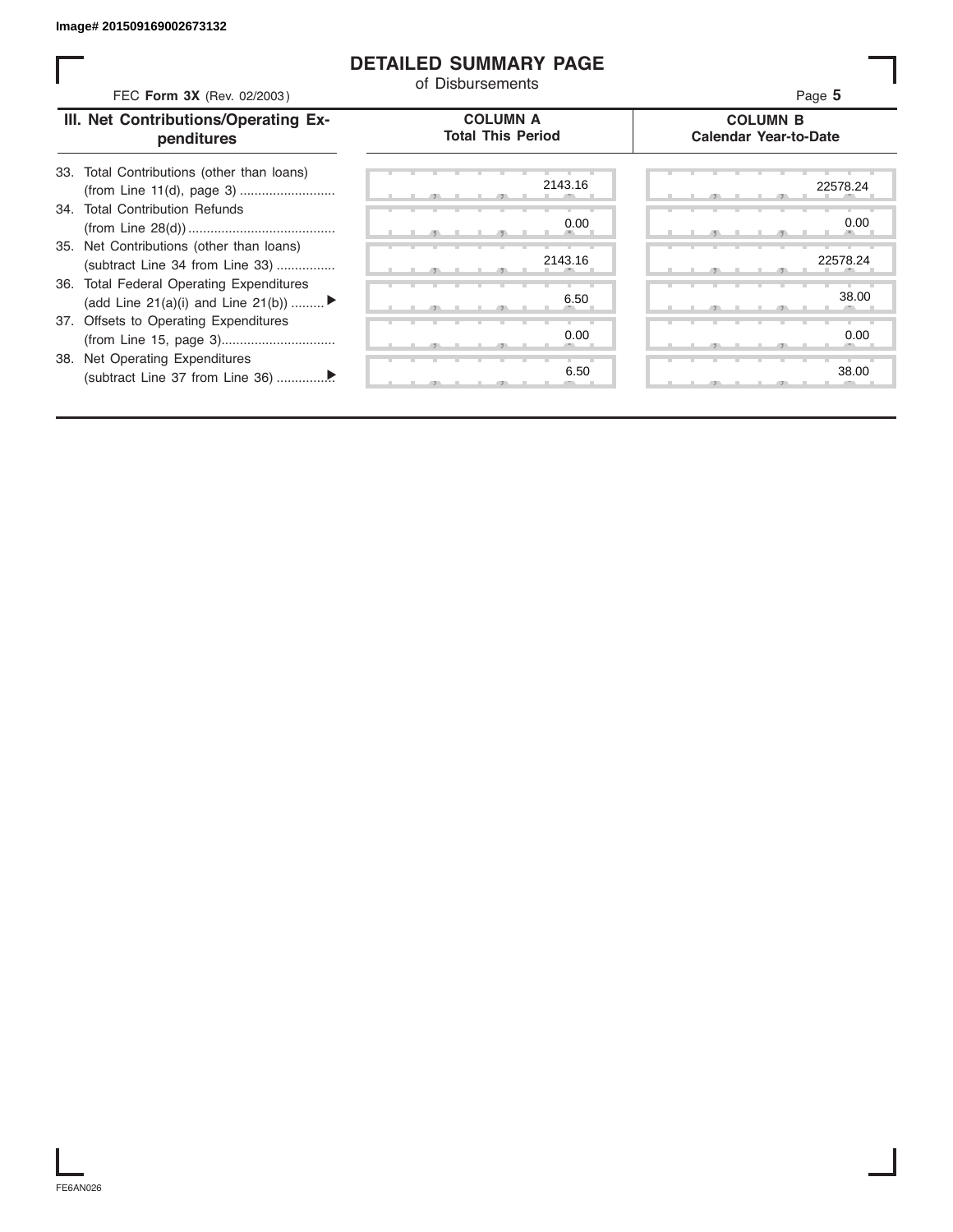Image# 201509169002673132

# DETAILED SUMMARY PAGE

of Disbursements

FEC **Form 3X** (Rev. 02/2003)

Page **5**

| III. Net Contributions/Operating Expenditures | COLUMN A Total This Period | COLUMN B Calendar Year-to-Date |
|---|---|---|
| 33. Total Contributions (other than loans) (from Line 11(d), page 3) .......................... | 2143.16 | 22578.24 |
| 34. Total Contribution Refunds (from Line 28(d)) ........................................ | 0.00 | 0.00 |
| 35. Net Contributions (other than loans) (subtract Line 34 from Line 33) ................ | 2143.16 | 22578.24 |
| 36. Total Federal Operating Expenditures (add Line 21(a)(i) and Line 21(b)) ......... ▶ | 6.50 | 38.00 |
| 37. Offsets to Operating Expenditures (from Line 15, page 3)............................... | 0.00 | 0.00 |
| 38. Net Operating Expenditures (subtract Line 37 from Line 36) ...............▶ | 6.50 | 38.00 |

FE6AN026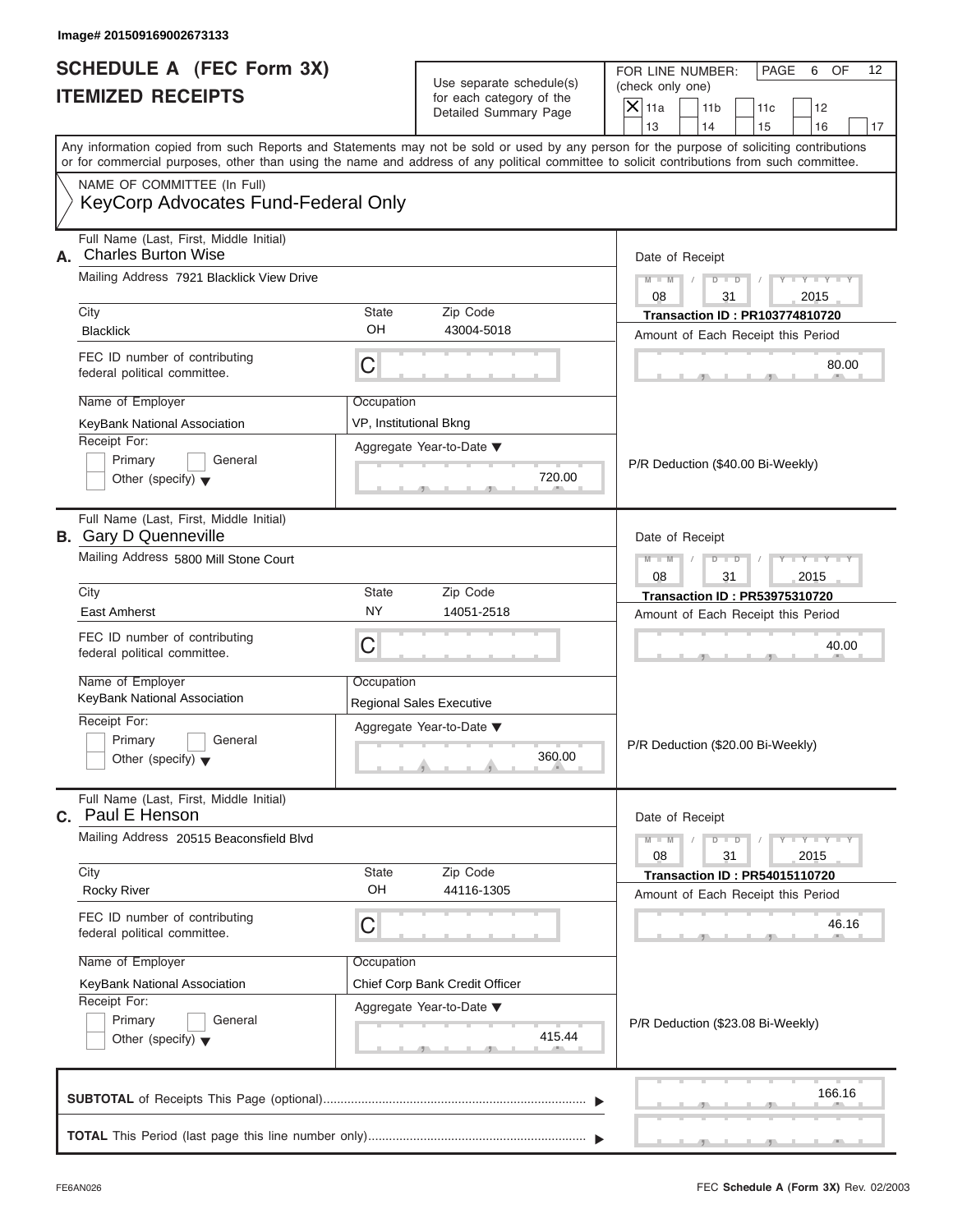Image# 201509169002673133

# SCHEDULE A (FEC Form 3X)
# ITEMIZED RECEIPTS

Use separate schedule(s) for each category of the Detailed Summary Page

FOR LINE NUMBER: (check only one)

- [X] 11a
- [ ] 11b
- [ ] 11c
- [ ] 12
- [ ] 13
- [ ] 14
- [ ] 15
- [ ] 16
- [ ] 17

PAGE 6 OF 12

Any information copied from such Reports and Statements may not be sold or used by any person for the purpose of soliciting contributions or for commercial purposes, other than using the name and address of any political committee to solicit contributions from such committee.

NAME OF COMMITTEE (In Full)

KeyCorp Advocates Fund-Federal Only

---

**A.** Full Name (Last, First, Middle Initial): Charles Burton Wise

Mailing Address: 7921 Blacklick View Drive

City: Blacklick | State: OH | Zip Code: 43004-5018

FEC ID number of contributing federal political committee: C

Name of Employer: KeyBank National Association

Occupation: VP, Institutional Bkng

Receipt For: [ ] Primary [ ] General [ ] Other (specify)

Aggregate Year-to-Date: 720.00

Date of Receipt: 08 / 31 / 2015

Transaction ID : PR103774810720

Amount of Each Receipt this Period: 80.00

P/R Deduction ($40.00 Bi-Weekly)

---

**B.** Full Name (Last, First, Middle Initial): Gary D Quenneville

Mailing Address: 5800 Mill Stone Court

City: East Amherst | State: NY | Zip Code: 14051-2518

FEC ID number of contributing federal political committee: C

Name of Employer: KeyBank National Association

Occupation: Regional Sales Executive

Receipt For: [ ] Primary [ ] General [ ] Other (specify)

Aggregate Year-to-Date: 360.00

Date of Receipt: 08 / 31 / 2015

Transaction ID : PR53975310720

Amount of Each Receipt this Period: 40.00

P/R Deduction ($20.00 Bi-Weekly)

---

**C.** Full Name (Last, First, Middle Initial): Paul E Henson

Mailing Address: 20515 Beaconsfield Blvd

City: Rocky River | State: OH | Zip Code: 44116-1305

FEC ID number of contributing federal political committee: C

Name of Employer: KeyBank National Association

Occupation: Chief Corp Bank Credit Officer

Receipt For: [ ] Primary [ ] General [ ] Other (specify)

Aggregate Year-to-Date: 415.44

Date of Receipt: 08 / 31 / 2015

Transaction ID : PR54015110720

Amount of Each Receipt this Period: 46.16

P/R Deduction ($23.08 Bi-Weekly)

---

**SUBTOTAL** of Receipts This Page (optional): 166.16

**TOTAL** This Period (last page this line number only):

FE6AN026

FEC **Schedule A** (Form 3X) Rev. 02/2003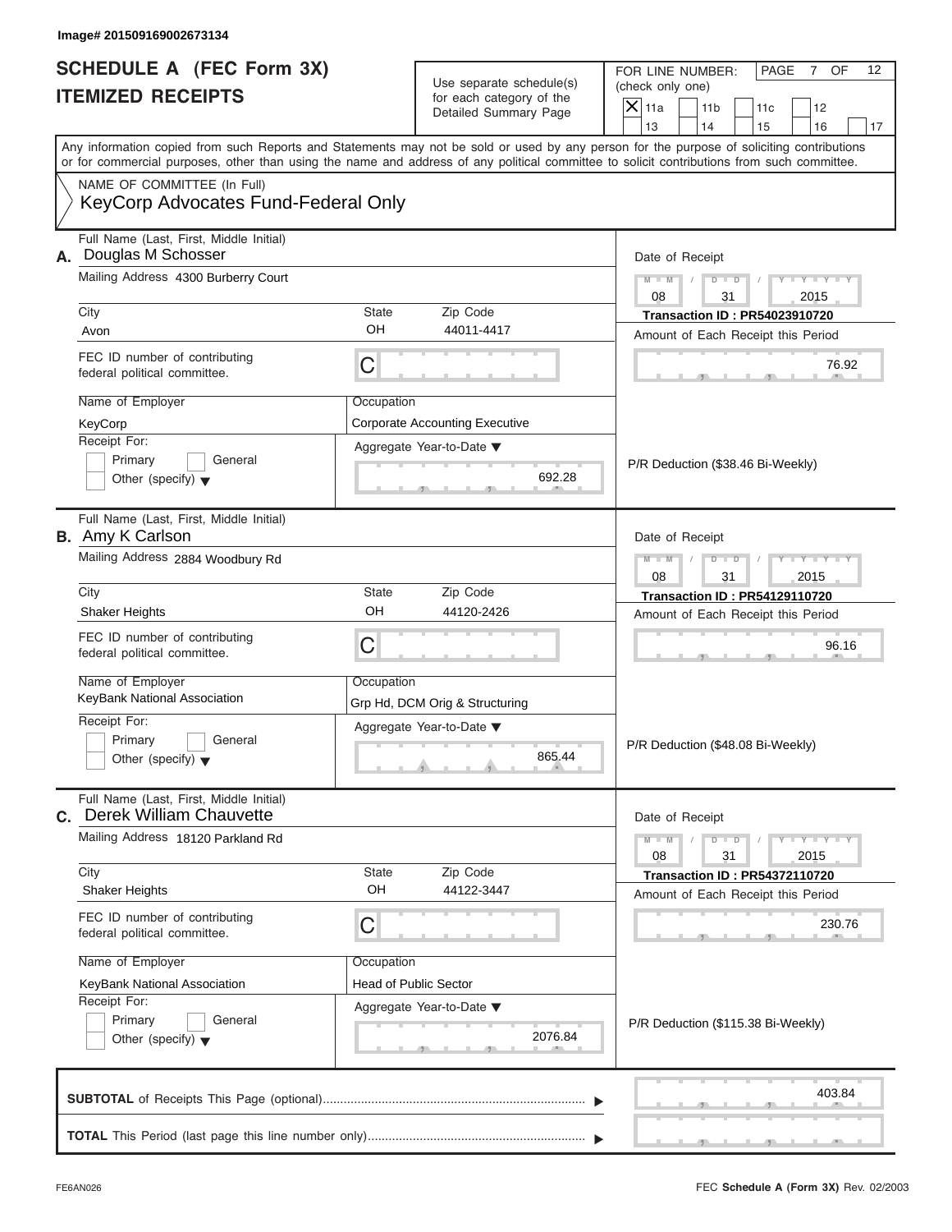Image# 201509169002673134

# SCHEDULE A (FEC Form 3X)
# ITEMIZED RECEIPTS

Use separate schedule(s) for each category of the Detailed Summary Page

FOR LINE NUMBER: (check only one)

- [x] 11a
- [ ] 11b
- [ ] 11c
- [ ] 12
- [ ] 13
- [ ] 14
- [ ] 15
- [ ] 16
- [ ] 17

Any information copied from such Reports and Statements may not be sold or used by any person for the purpose of soliciting contributions or for commercial purposes, other than using the name and address of any political committee to solicit contributions from such committee.

NAME OF COMMITTEE (In Full)
KeyCorp Advocates Fund-Federal Only

---

## A. Douglas M Schosser

Full Name (Last, First, Middle Initial): Douglas M Schosser
Mailing Address: 4300 Burberry Court
City: Avon
State: OH
Zip Code: 44011-4417
FEC ID number of contributing federal political committee: C
Name of Employer: KeyCorp
Occupation: Corporate Accounting Executive
Receipt For: Primary / General / Other (specify)
Aggregate Year-to-Date: 692.28

Date of Receipt: 08 / 31 / 2015
Transaction ID : PR54023910720
Amount of Each Receipt this Period: 76.92

P/R Deduction ($38.46 Bi-Weekly)

---

## B. Amy K Carlson

Full Name (Last, First, Middle Initial): Amy K Carlson
Mailing Address: 2884 Woodbury Rd
City: Shaker Heights
State: OH
Zip Code: 44120-2426
FEC ID number of contributing federal political committee: C
Name of Employer: KeyBank National Association
Occupation: Grp Hd, DCM Orig & Structuring
Receipt For: Primary / General / Other (specify)
Aggregate Year-to-Date: 865.44

Date of Receipt: 08 / 31 / 2015
Transaction ID : PR54129110720
Amount of Each Receipt this Period: 96.16

P/R Deduction ($48.08 Bi-Weekly)

---

## C. Derek William Chauvette

Full Name (Last, First, Middle Initial): Derek William Chauvette
Mailing Address: 18120 Parkland Rd
City: Shaker Heights
State: OH
Zip Code: 44122-3447
FEC ID number of contributing federal political committee: C
Name of Employer: KeyBank National Association
Occupation: Head of Public Sector
Receipt For: Primary / General / Other (specify)
Aggregate Year-to-Date: 2076.84

Date of Receipt: 08 / 31 / 2015
Transaction ID : PR54372110720
Amount of Each Receipt this Period: 230.76

P/R Deduction ($115.38 Bi-Weekly)

---

**SUBTOTAL** of Receipts This Page (optional): 403.84

**TOTAL** This Period (last page this line number only):

FE6AN026

FEC **Schedule A** (Form 3X) Rev. 02/2003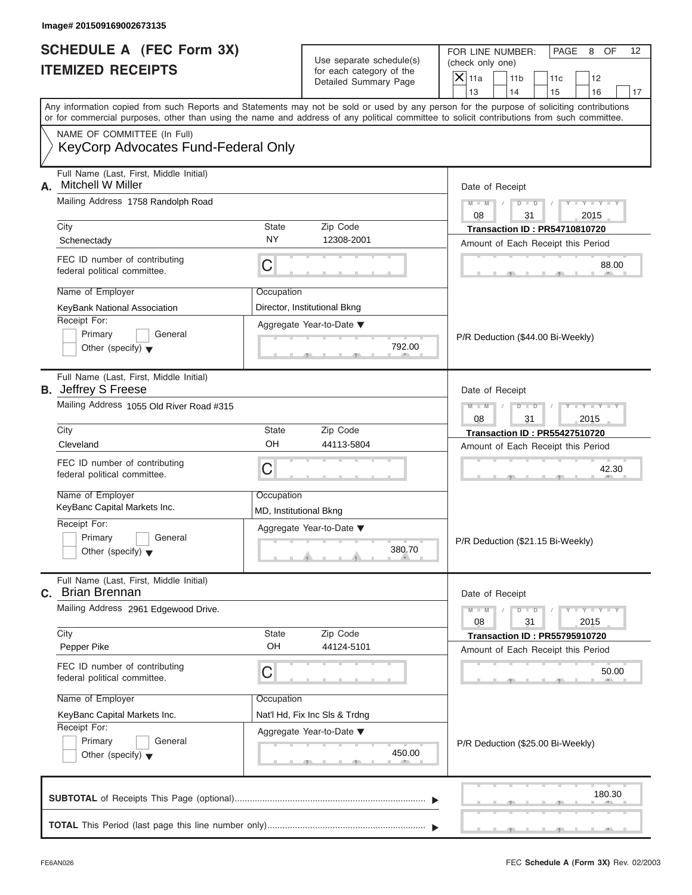Image# 201509169002673135

# SCHEDULE A (FEC Form 3X)
# ITEMIZED RECEIPTS

Use separate schedule(s) for each category of the Detailed Summary Page

FOR LINE NUMBER: (check only one)

- [X] 11a
- [ ] 11b
- [ ] 11c
- [ ] 12
- [ ] 13
- [ ] 14
- [ ] 15
- [ ] 16
- [ ] 17

Any information copied from such Reports and Statements may not be sold or used by any person for the purpose of soliciting contributions or for commercial purposes, other than using the name and address of any political committee to solicit contributions from such committee.

NAME OF COMMITTEE (In Full)
KeyCorp Advocates Fund-Federal Only

---

**A.** Full Name (Last, First, Middle Initial): Mitchell W Miller

Mailing Address: 1758 Randolph Road

City: Schenectady | State: NY | Zip Code: 12308-2001

FEC ID number of contributing federal political committee: C

Name of Employer: KeyBank National Association

Occupation: Director, Institutional Bkng

Receipt For: [ ] Primary [ ] General [ ] Other (specify)

Aggregate Year-to-Date: 792.00

Date of Receipt: 08/31/2015

Transaction ID : PR54710810720

Amount of Each Receipt this Period: 88.00

P/R Deduction ($44.00 Bi-Weekly)

---

**B.** Full Name (Last, First, Middle Initial): Jeffrey S Freese

Mailing Address: 1055 Old River Road #315

City: Cleveland | State: OH | Zip Code: 44113-5804

FEC ID number of contributing federal political committee: C

Name of Employer: KeyBanc Capital Markets Inc.

Occupation: MD, Institutional Bkng

Receipt For: [ ] Primary [ ] General [ ] Other (specify)

Aggregate Year-to-Date: 380.70

Date of Receipt: 08/31/2015

Transaction ID : PR55427510720

Amount of Each Receipt this Period: 42.30

P/R Deduction ($21.15 Bi-Weekly)

---

**C.** Full Name (Last, First, Middle Initial): Brian Brennan

Mailing Address: 2961 Edgewood Drive.

City: Pepper Pike | State: OH | Zip Code: 44124-5101

FEC ID number of contributing federal political committee: C

Name of Employer: KeyBanc Capital Markets Inc.

Occupation: Nat'l Hd, Fix Inc Sls & Trdng

Receipt For: [ ] Primary [ ] General [ ] Other (specify)

Aggregate Year-to-Date: 450.00

Date of Receipt: 08/31/2015

Transaction ID : PR55795910720

Amount of Each Receipt this Period: 50.00

P/R Deduction ($25.00 Bi-Weekly)

---

**SUBTOTAL** of Receipts This Page (optional): 180.30

**TOTAL** This Period (last page this line number only):

FE6AN026 FEC **Schedule A** (Form 3X) Rev. 02/2003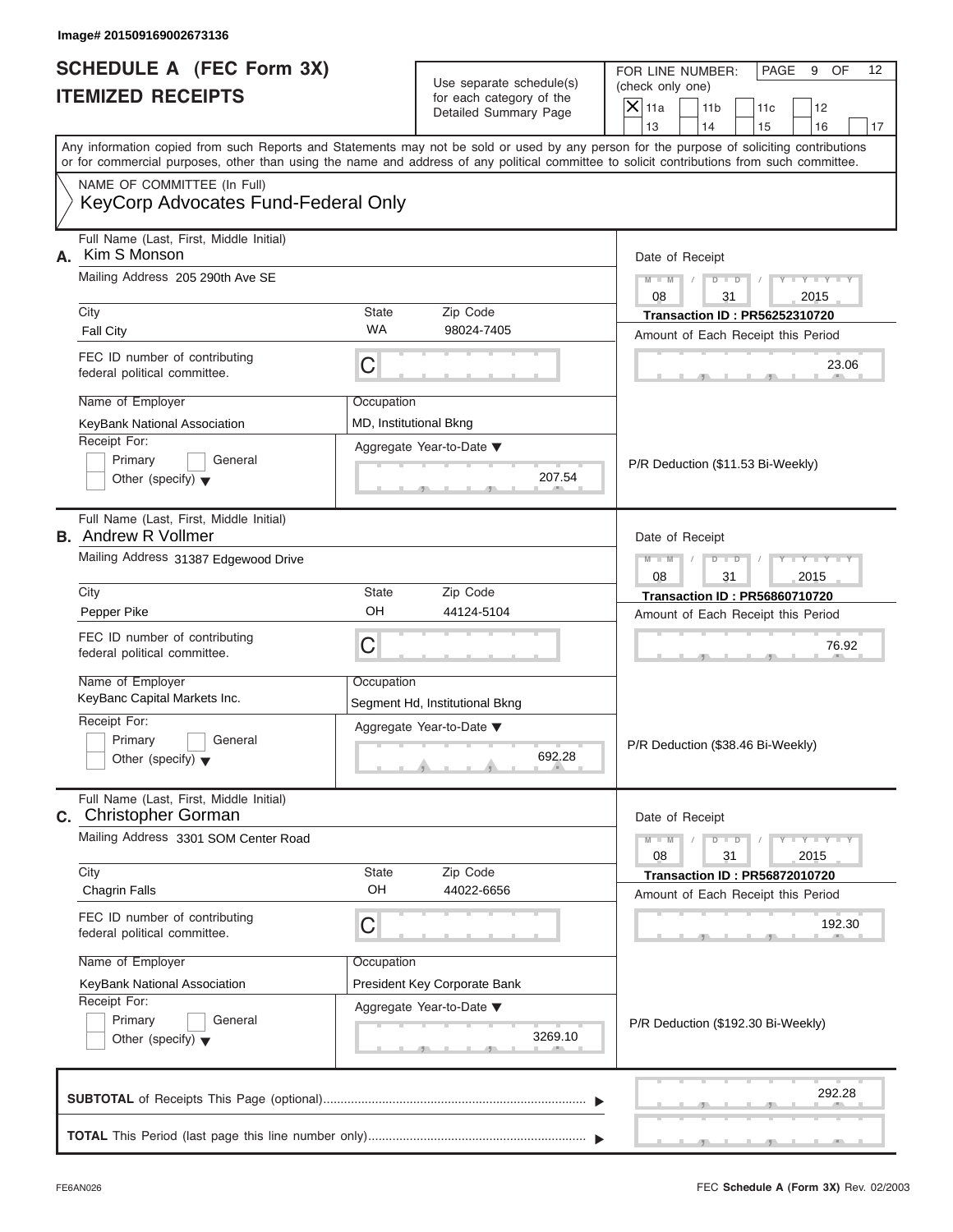Image# 201509169002673136

# SCHEDULE A (FEC Form 3X)
## ITEMIZED RECEIPTS

Use separate schedule(s) for each category of the Detailed Summary Page

FOR LINE NUMBER: (check only one)

- [X] 11a
- [ ] 11b
- [ ] 11c
- [ ] 12
- [ ] 13
- [ ] 14
- [ ] 15
- [ ] 16
- [ ] 17

PAGE 9 OF 12

Any information copied from such Reports and Statements may not be sold or used by any person for the purpose of soliciting contributions or for commercial purposes, other than using the name and address of any political committee to solicit contributions from such committee.

NAME OF COMMITTEE (In Full)

KeyCorp Advocates Fund-Federal Only

---

**A.** Full Name (Last, First, Middle Initial): Kim S Monson

Mailing Address: 205 290th Ave SE

City: Fall City | State: WA | Zip Code: 98024-7405

FEC ID number of contributing federal political committee: C

Name of Employer: KeyBank National Association

Occupation: MD, Institutional Bkng

Receipt For: Primary / General / Other (specify)

Aggregate Year-to-Date: 207.54

Date of Receipt: 08 / 31 / 2015

Transaction ID : PR56252310720

Amount of Each Receipt this Period: 23.06

P/R Deduction ($11.53 Bi-Weekly)

---

**B.** Full Name (Last, First, Middle Initial): Andrew R Vollmer

Mailing Address: 31387 Edgewood Drive

City: Pepper Pike | State: OH | Zip Code: 44124-5104

FEC ID number of contributing federal political committee: C

Name of Employer: KeyBanc Capital Markets Inc.

Occupation: Segment Hd, Institutional Bkng

Receipt For: Primary / General / Other (specify)

Aggregate Year-to-Date: 692.28

Date of Receipt: 08 / 31 / 2015

Transaction ID : PR56860710720

Amount of Each Receipt this Period: 76.92

P/R Deduction ($38.46 Bi-Weekly)

---

**C.** Full Name (Last, First, Middle Initial): Christopher Gorman

Mailing Address: 3301 SOM Center Road

City: Chagrin Falls | State: OH | Zip Code: 44022-6656

FEC ID number of contributing federal political committee: C

Name of Employer: KeyBank National Association

Occupation: President Key Corporate Bank

Receipt For: Primary / General / Other (specify)

Aggregate Year-to-Date: 3269.10

Date of Receipt: 08 / 31 / 2015

Transaction ID : PR56872010720

Amount of Each Receipt this Period: 192.30

P/R Deduction ($192.30 Bi-Weekly)

---

**SUBTOTAL** of Receipts This Page (optional): 292.28

**TOTAL** This Period (last page this line number only):

FE6AN026 — FEC **Schedule A** (Form 3X) Rev. 02/2003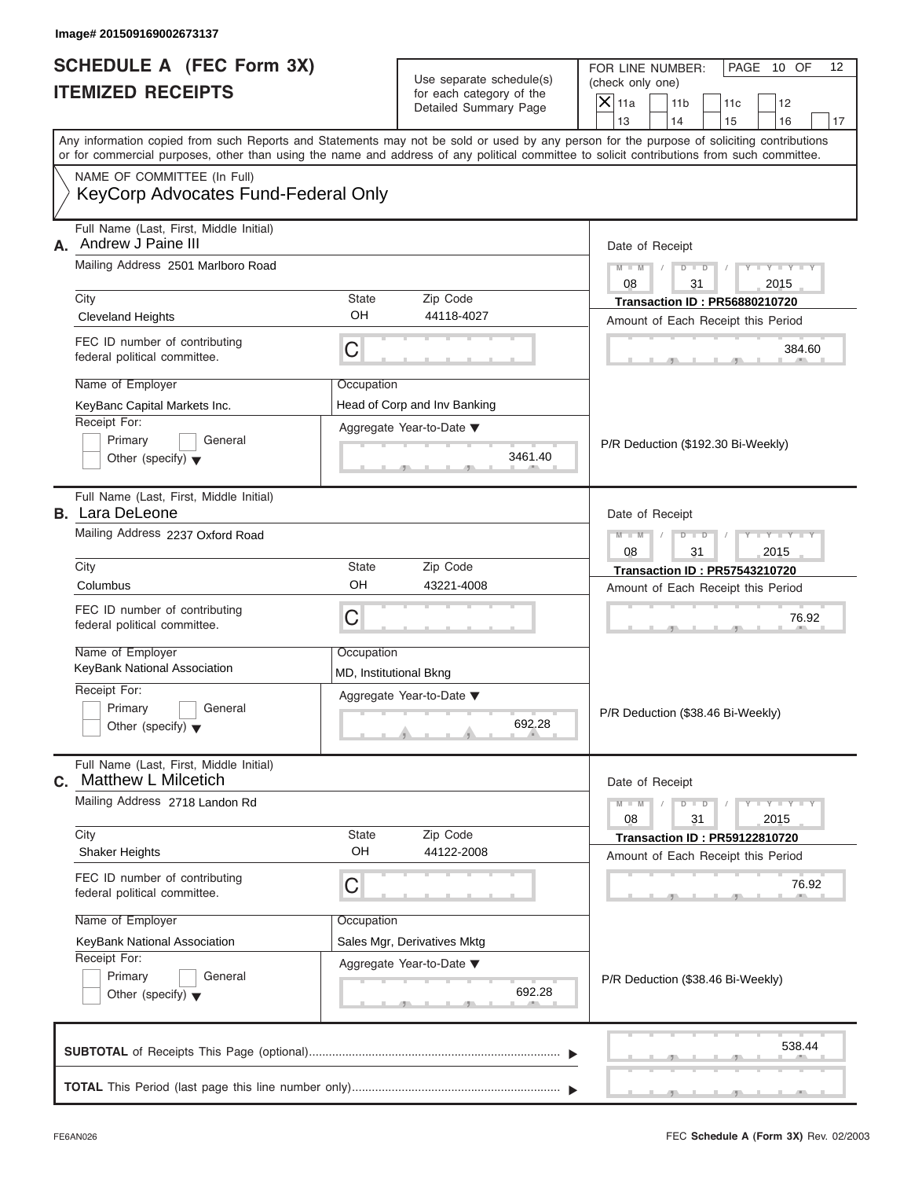Image# 201509169002673137

# SCHEDULE A (FEC Form 3X)
# ITEMIZED RECEIPTS

Use separate schedule(s) for each category of the Detailed Summary Page

FOR LINE NUMBER: (check only one)

- [X] 11a
- [ ] 11b
- [ ] 11c
- [ ] 12
- [ ] 13
- [ ] 14
- [ ] 15
- [ ] 16
- [ ] 17

PAGE 10 OF 12

Any information copied from such Reports and Statements may not be sold or used by any person for the purpose of soliciting contributions or for commercial purposes, other than using the name and address of any political committee to solicit contributions from such committee.

NAME OF COMMITTEE (In Full)
KeyCorp Advocates Fund-Federal Only

---

**A.** Full Name (Last, First, Middle Initial): Andrew J Paine III

Mailing Address: 2501 Marlboro Road

City: Cleveland Heights | State: OH | Zip Code: 44118-4027

FEC ID number of contributing federal political committee: C

Name of Employer: KeyBanc Capital Markets Inc.

Occupation: Head of Corp and Inv Banking

Receipt For: [ ] Primary [ ] General [ ] Other (specify)

Aggregate Year-to-Date: 3461.40

Date of Receipt: 08 / 31 / 2015

Transaction ID : PR56880210720

Amount of Each Receipt this Period: 384.60

P/R Deduction ($192.30 Bi-Weekly)

---

**B.** Full Name (Last, First, Middle Initial): Lara DeLeone

Mailing Address: 2237 Oxford Road

City: Columbus | State: OH | Zip Code: 43221-4008

FEC ID number of contributing federal political committee: C

Name of Employer: KeyBank National Association

Occupation: MD, Institutional Bkng

Receipt For: [ ] Primary [ ] General [ ] Other (specify)

Aggregate Year-to-Date: 692.28

Date of Receipt: 08 / 31 / 2015

Transaction ID : PR57543210720

Amount of Each Receipt this Period: 76.92

P/R Deduction ($38.46 Bi-Weekly)

---

**C.** Full Name (Last, First, Middle Initial): Matthew L Milcetich

Mailing Address: 2718 Landon Rd

City: Shaker Heights | State: OH | Zip Code: 44122-2008

FEC ID number of contributing federal political committee: C

Name of Employer: KeyBank National Association

Occupation: Sales Mgr, Derivatives Mktg

Receipt For: [ ] Primary [ ] General [ ] Other (specify)

Aggregate Year-to-Date: 692.28

Date of Receipt: 08 / 31 / 2015

Transaction ID : PR59122810720

Amount of Each Receipt this Period: 76.92

P/R Deduction ($38.46 Bi-Weekly)

---

**SUBTOTAL** of Receipts This Page (optional): 538.44

**TOTAL** This Period (last page this line number only):

FE6AN026 | FEC **Schedule A** (Form 3X) Rev. 02/2003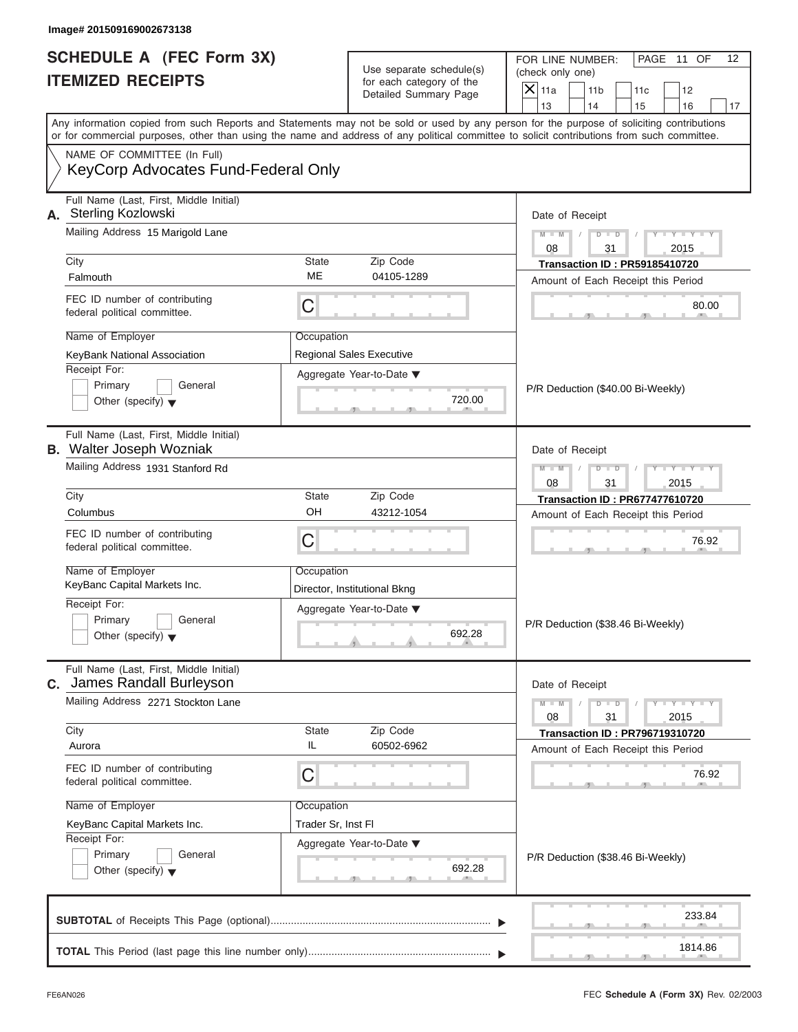Image# 201509169002673138

# SCHEDULE A (FEC Form 3X)
# ITEMIZED RECEIPTS

Use separate schedule(s) for each category of the Detailed Summary Page

FOR LINE NUMBER: (check only one)
[X] 11a [ ] 11b [ ] 11c [ ] 12 [ ] 13 [ ] 14 [ ] 15 [ ] 16 [ ] 17

PAGE 11 OF 12

Any information copied from such Reports and Statements may not be sold or used by any person for the purpose of soliciting contributions or for commercial purposes, other than using the name and address of any political committee to solicit contributions from such committee.

NAME OF COMMITTEE (In Full)
KeyCorp Advocates Fund-Federal Only

---

**A.** Full Name (Last, First, Middle Initial): Sterling Kozlowski
Mailing Address: 15 Marigold Lane
City: Falmouth | State: ME | Zip Code: 04105-1289
FEC ID number of contributing federal political committee: C
Name of Employer: KeyBank National Association
Occupation: Regional Sales Executive
Receipt For: [ ] Primary [ ] General [ ] Other (specify)
Aggregate Year-to-Date: 720.00
Date of Receipt: 08 / 31 / 2015
Transaction ID : PR59185410720
Amount of Each Receipt this Period: 80.00
P/R Deduction ($40.00 Bi-Weekly)

---

**B.** Full Name (Last, First, Middle Initial): Walter Joseph Wozniak
Mailing Address: 1931 Stanford Rd
City: Columbus | State: OH | Zip Code: 43212-1054
FEC ID number of contributing federal political committee: C
Name of Employer: KeyBanc Capital Markets Inc.
Occupation: Director, Institutional Bkng
Receipt For: [ ] Primary [ ] General [ ] Other (specify)
Aggregate Year-to-Date: 692.28
Date of Receipt: 08 / 31 / 2015
Transaction ID : PR677477610720
Amount of Each Receipt this Period: 76.92
P/R Deduction ($38.46 Bi-Weekly)

---

**C.** Full Name (Last, First, Middle Initial): James Randall Burleyson
Mailing Address: 2271 Stockton Lane
City: Aurora | State: IL | Zip Code: 60502-6962
FEC ID number of contributing federal political committee: C
Name of Employer: KeyBanc Capital Markets Inc.
Occupation: Trader Sr, Inst Fl
Receipt For: [ ] Primary [ ] General [ ] Other (specify)
Aggregate Year-to-Date: 692.28
Date of Receipt: 08 / 31 / 2015
Transaction ID : PR796719310720
Amount of Each Receipt this Period: 76.92
P/R Deduction ($38.46 Bi-Weekly)

---

**SUBTOTAL** of Receipts This Page (optional): 233.84

**TOTAL** This Period (last page this line number only): 1814.86

FE6AN026 — FEC **Schedule A** (Form 3X) Rev. 02/2003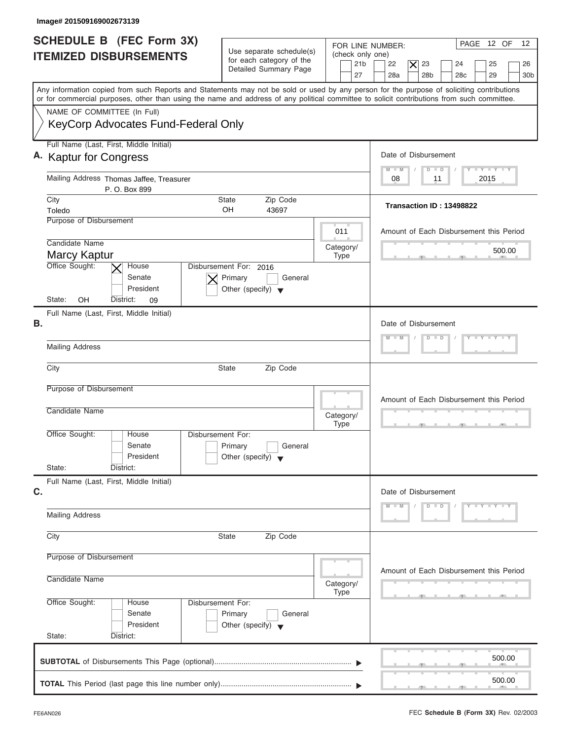Image# 201509169002673139

# SCHEDULE B (FEC Form 3X) ITEMIZED DISBURSEMENTS

Use separate schedule(s) for each category of the Detailed Summary Page

FOR LINE NUMBER: (check only one)

- [ ] 21b
- [ ] 22
- [X] 23
- [ ] 24
- [ ] 25
- [ ] 26
- [ ] 27
- [ ] 28a
- [ ] 28b
- [ ] 28c
- [ ] 29
- [ ] 30b

PAGE 12 OF 12

Any information copied from such Reports and Statements may not be sold or used by any person for the purpose of soliciting contributions or for commercial purposes, other than using the name and address of any political committee to solicit contributions from such committee.

NAME OF COMMITTEE (In Full)

KeyCorp Advocates Fund-Federal Only

## A.

Full Name (Last, First, Middle Initial): Kaptur for Congress

Mailing Address: Thomas Jaffee, Treasurer, P. O. Box 899

City: Toledo | State: OH | Zip Code: 43697

Purpose of Disbursement:

Category/Type: 011

Candidate Name: Marcy Kaptur

Office Sought: [X] House [ ] Senate [ ] President

State: OH | District: 09

Disbursement For: 2016 [X] Primary [ ] General [ ] Other (specify)

Date of Disbursement: 08 / 11 / 2015

Transaction ID : 13498822

Amount of Each Disbursement this Period: 500.00

## B.

Full Name (Last, First, Middle Initial):

Mailing Address:

City: | State: | Zip Code:

Purpose of Disbursement:

Category/Type:

Candidate Name:

Office Sought: [ ] House [ ] Senate [ ] President

State: | District:

Disbursement For: [ ] Primary [ ] General [ ] Other (specify)

Date of Disbursement:

Amount of Each Disbursement this Period:

## C.

Full Name (Last, First, Middle Initial):

Mailing Address:

City: | State: | Zip Code:

Purpose of Disbursement:

Category/Type:

Candidate Name:

Office Sought: [ ] House [ ] Senate [ ] President

State: | District:

Disbursement For: [ ] Primary [ ] General [ ] Other (specify)

Date of Disbursement:

Amount of Each Disbursement this Period:

**SUBTOTAL** of Disbursements This Page (optional): 500.00

**TOTAL** This Period (last page this line number only): 500.00

FE6AN026

FEC **Schedule B (Form 3X)** Rev. 02/2003